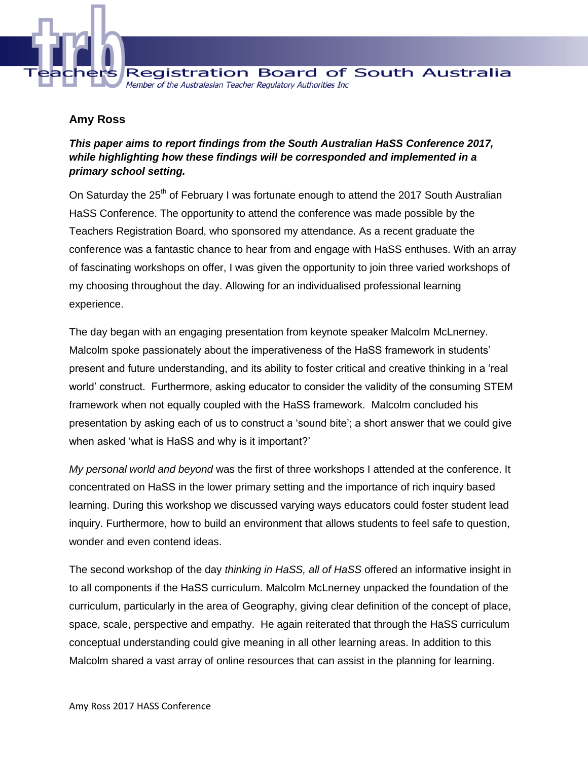**Amy Ross**

***This paper aims to report findings from the South Australian HaSS Conference 2017, while highlighting how these findings will be corresponded and implemented in a primary school setting.***

On Saturday the 25th of February I was fortunate enough to attend the 2017 South Australian HaSS Conference. The opportunity to attend the conference was made possible by the Teachers Registration Board, who sponsored my attendance. As a recent graduate the conference was a fantastic chance to hear from and engage with HaSS enthuses. With an array of fascinating workshops on offer, I was given the opportunity to join three varied workshops of my choosing throughout the day. Allowing for an individualised professional learning experience.

The day began with an engaging presentation from keynote speaker Malcolm McLnerney. Malcolm spoke passionately about the imperativeness of the HaSS framework in students' present and future understanding, and its ability to foster critical and creative thinking in a 'real world' construct. Furthermore, asking educator to consider the validity of the consuming STEM framework when not equally coupled with the HaSS framework. Malcolm concluded his presentation by asking each of us to construct a 'sound bite'; a short answer that we could give when asked 'what is HaSS and why is it important?'

*My personal world and beyond* was the first of three workshops I attended at the conference. It concentrated on HaSS in the lower primary setting and the importance of rich inquiry based learning. During this workshop we discussed varying ways educators could foster student lead inquiry. Furthermore, how to build an environment that allows students to feel safe to question, wonder and even contend ideas.

The second workshop of the day *thinking in HaSS, all of HaSS* offered an informative insight in to all components if the HaSS curriculum. Malcolm McLnerney unpacked the foundation of the curriculum, particularly in the area of Geography, giving clear definition of the concept of place, space, scale, perspective and empathy. He again reiterated that through the HaSS curriculum conceptual understanding could give meaning in all other learning areas. In addition to this Malcolm shared a vast array of online resources that can assist in the planning for learning.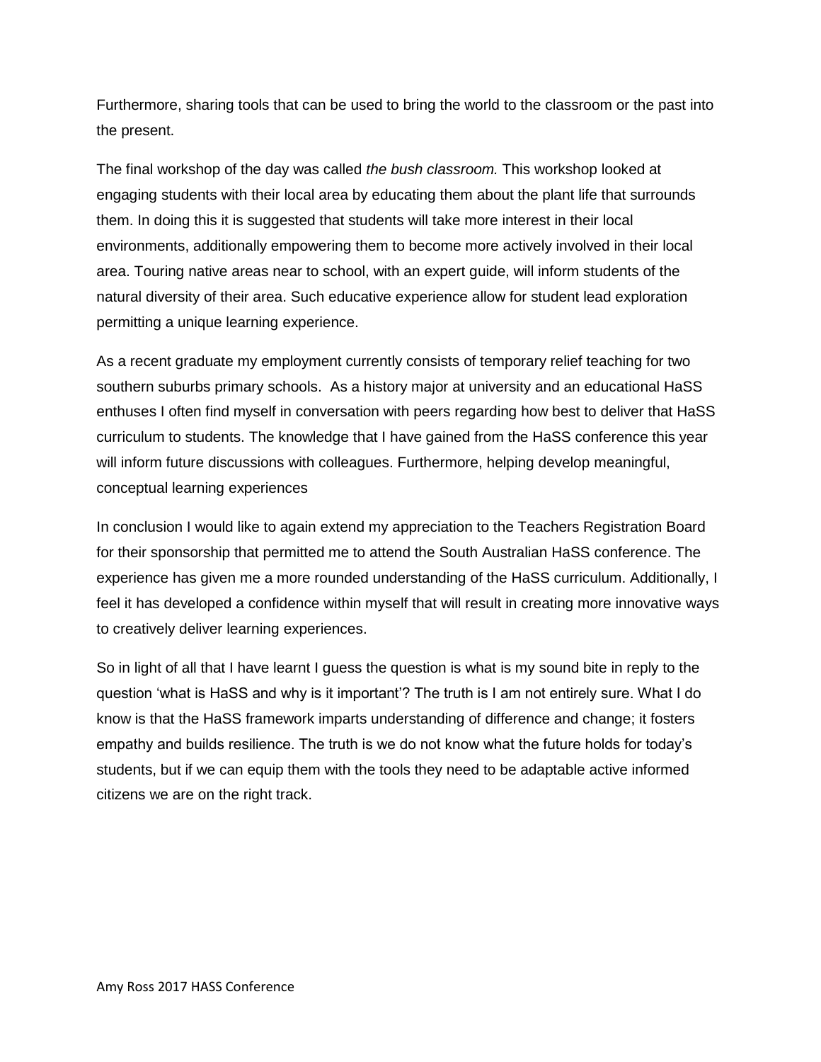Furthermore, sharing tools that can be used to bring the world to the classroom or the past into the present.

The final workshop of the day was called *the bush classroom.* This workshop looked at engaging students with their local area by educating them about the plant life that surrounds them. In doing this it is suggested that students will take more interest in their local environments, additionally empowering them to become more actively involved in their local area. Touring native areas near to school, with an expert guide, will inform students of the natural diversity of their area. Such educative experience allow for student lead exploration permitting a unique learning experience.

As a recent graduate my employment currently consists of temporary relief teaching for two southern suburbs primary schools. As a history major at university and an educational HaSS enthuses I often find myself in conversation with peers regarding how best to deliver that HaSS curriculum to students. The knowledge that I have gained from the HaSS conference this year will inform future discussions with colleagues. Furthermore, helping develop meaningful, conceptual learning experiences

In conclusion I would like to again extend my appreciation to the Teachers Registration Board for their sponsorship that permitted me to attend the South Australian HaSS conference. The experience has given me a more rounded understanding of the HaSS curriculum. Additionally, I feel it has developed a confidence within myself that will result in creating more innovative ways to creatively deliver learning experiences.

So in light of all that I have learnt I guess the question is what is my sound bite in reply to the question 'what is HaSS and why is it important'? The truth is I am not entirely sure. What I do know is that the HaSS framework imparts understanding of difference and change; it fosters empathy and builds resilience. The truth is we do not know what the future holds for today's students, but if we can equip them with the tools they need to be adaptable active informed citizens we are on the right track.